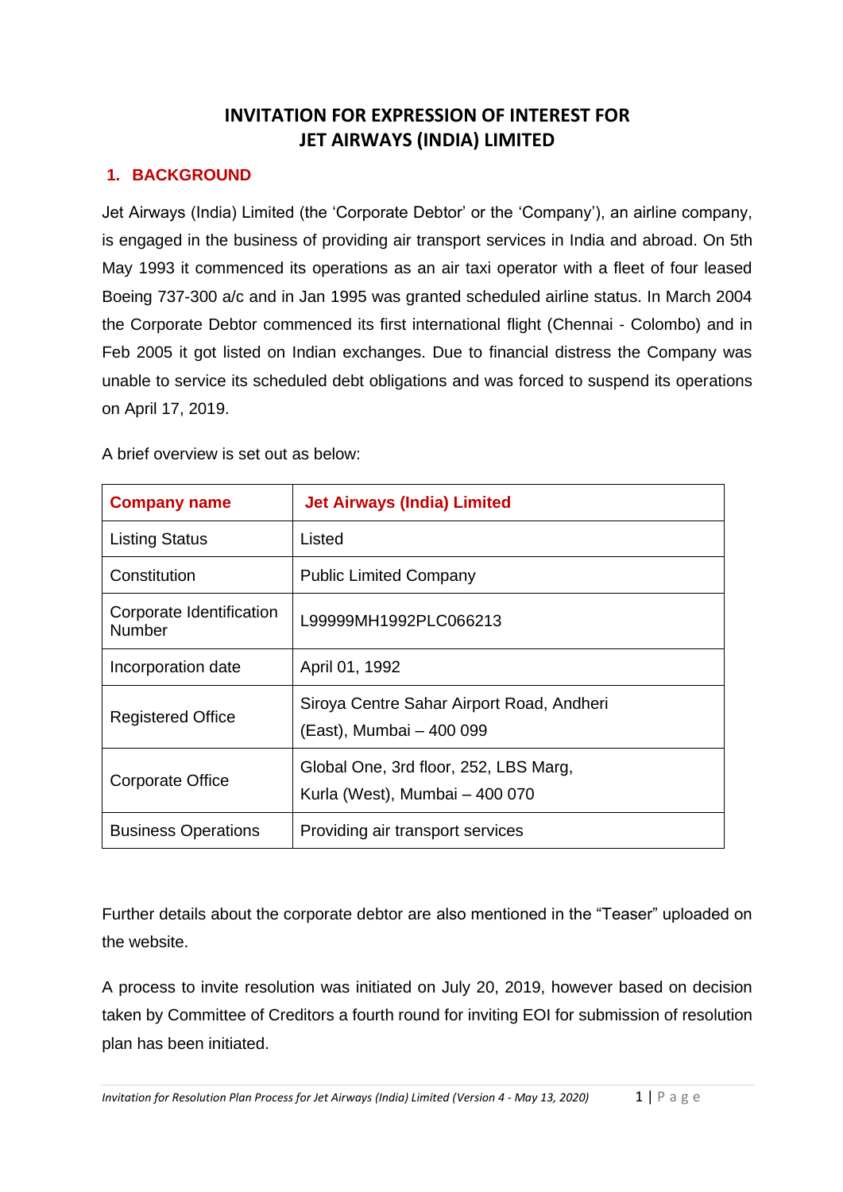# INVITATION FOR EXPRESSION OF INTEREST FOR JET AIRWAYS (INDIA) LIMITED

## 1. BACKGROUND

Jet Airways (India) Limited (the 'Corporate Debtor' or the 'Company'), an airline company, is engaged in the business of providing air transport services in India and abroad. On 5th May 1993 it commenced its operations as an air taxi operator with a fleet of four leased Boeing 737-300 a/c and in Jan 1995 was granted scheduled airline status. In March 2004 the Corporate Debtor commenced its first international flight (Chennai - Colombo) and in Feb 2005 it got listed on Indian exchanges. Due to financial distress the Company was unable to service its scheduled debt obligations and was forced to suspend its operations on April 17, 2019.

A brief overview is set out as below:

| Company name | Jet Airways (India) Limited |
|---|---|
| Listing Status | Listed |
| Constitution | Public Limited Company |
| Corporate Identification Number | L99999MH1992PLC066213 |
| Incorporation date | April 01, 1992 |
| Registered Office | Siroya Centre Sahar Airport Road, Andheri (East), Mumbai – 400 099 |
| Corporate Office | Global One, 3rd floor, 252, LBS Marg, Kurla (West), Mumbai – 400 070 |
| Business Operations | Providing air transport services |

Further details about the corporate debtor are also mentioned in the "Teaser" uploaded on the website.

A process to invite resolution was initiated on July 20, 2019, however based on decision taken by Committee of Creditors a fourth round for inviting EOI for submission of resolution plan has been initiated.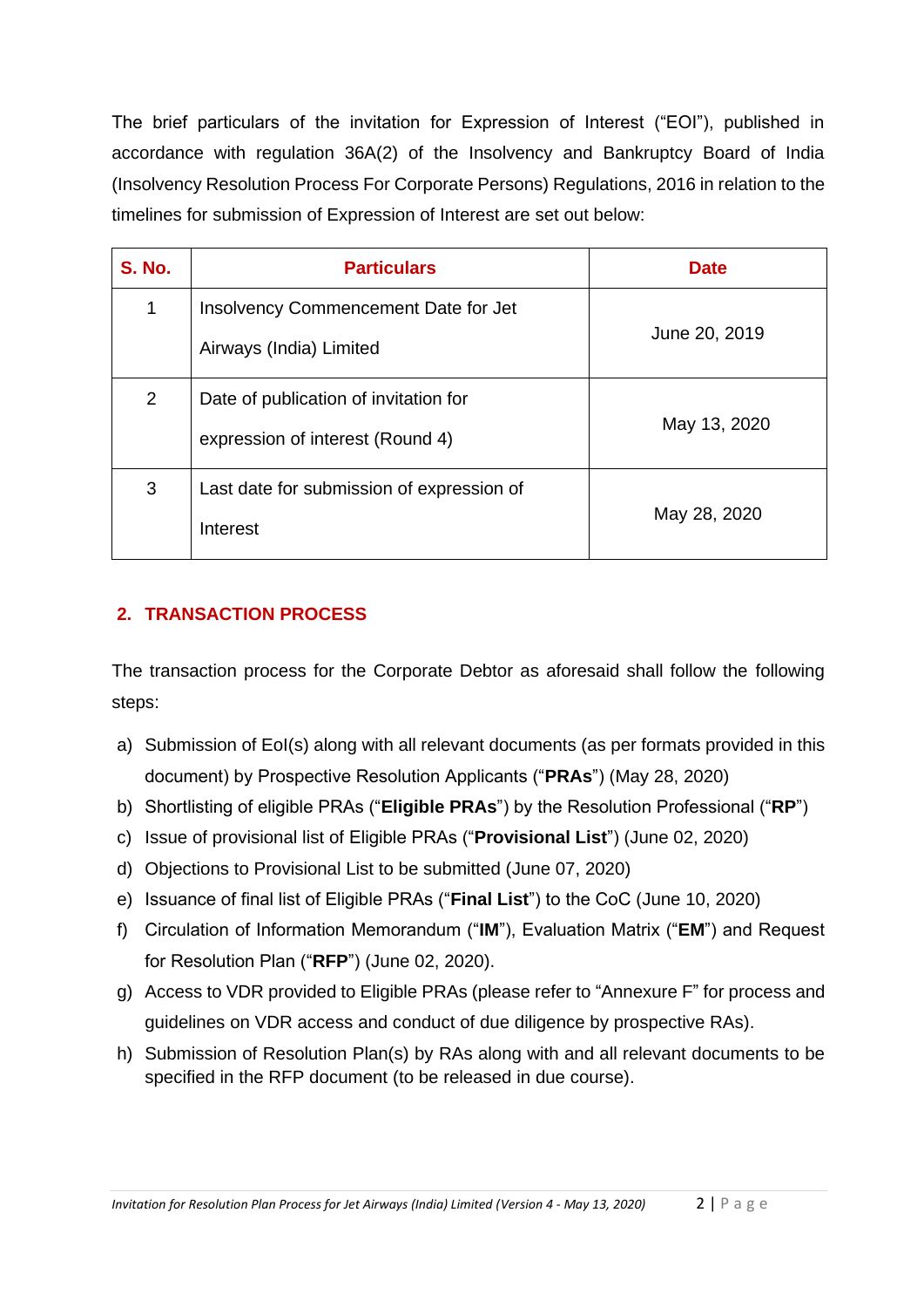The brief particulars of the invitation for Expression of Interest ("EOI"), published in accordance with regulation 36A(2) of the Insolvency and Bankruptcy Board of India (Insolvency Resolution Process For Corporate Persons) Regulations, 2016 in relation to the timelines for submission of Expression of Interest are set out below:

| S. No. | Particulars | Date |
| --- | --- | --- |
| 1 | Insolvency Commencement Date for Jet Airways (India) Limited | June 20, 2019 |
| 2 | Date of publication of invitation for expression of interest (Round 4) | May 13, 2020 |
| 3 | Last date for submission of expression of Interest | May 28, 2020 |

## 2. TRANSACTION PROCESS

The transaction process for the Corporate Debtor as aforesaid shall follow the following steps:

a) Submission of EoI(s) along with all relevant documents (as per formats provided in this document) by Prospective Resolution Applicants ("**PRAs**") (May 28, 2020)
b) Shortlisting of eligible PRAs ("**Eligible PRAs**") by the Resolution Professional ("**RP**")
c) Issue of provisional list of Eligible PRAs ("**Provisional List**") (June 02, 2020)
d) Objections to Provisional List to be submitted (June 07, 2020)
e) Issuance of final list of Eligible PRAs ("**Final List**") to the CoC (June 10, 2020)
f) Circulation of Information Memorandum ("**IM**"), Evaluation Matrix ("**EM**") and Request for Resolution Plan ("**RFP**") (June 02, 2020).
g) Access to VDR provided to Eligible PRAs (please refer to "Annexure F" for process and guidelines on VDR access and conduct of due diligence by prospective RAs).
h) Submission of Resolution Plan(s) by RAs along with and all relevant documents to be specified in the RFP document (to be released in due course).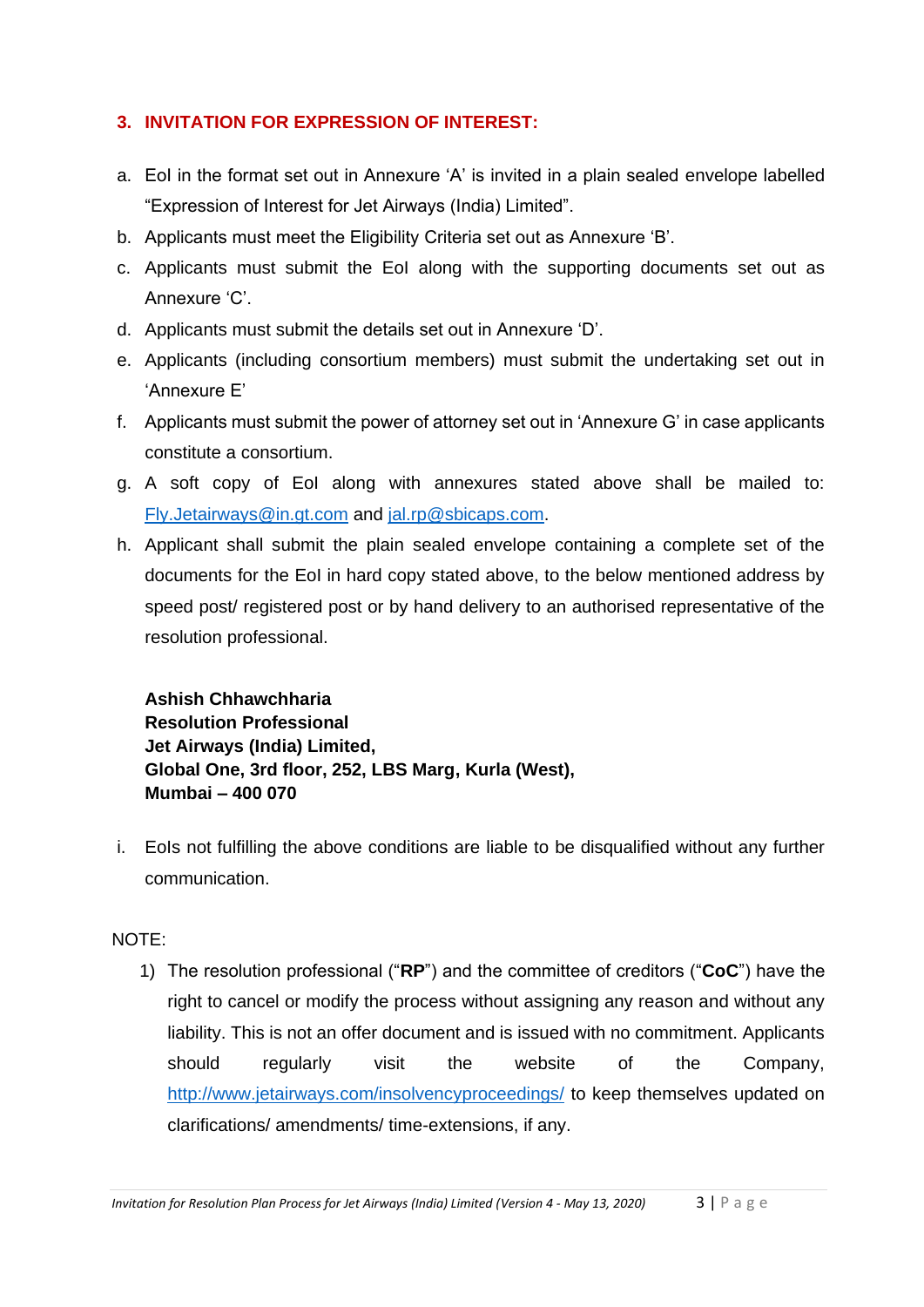## 3. INVITATION FOR EXPRESSION OF INTEREST:

a. EoI in the format set out in Annexure 'A' is invited in a plain sealed envelope labelled "Expression of Interest for Jet Airways (India) Limited".

b. Applicants must meet the Eligibility Criteria set out as Annexure 'B'.

c. Applicants must submit the EoI along with the supporting documents set out as Annexure 'C'.

d. Applicants must submit the details set out in Annexure 'D'.

e. Applicants (including consortium members) must submit the undertaking set out in 'Annexure E'

f. Applicants must submit the power of attorney set out in 'Annexure G' in case applicants constitute a consortium.

g. A soft copy of EoI along with annexures stated above shall be mailed to: Fly.Jetairways@in.gt.com and jal.rp@sbicaps.com.

h. Applicant shall submit the plain sealed envelope containing a complete set of the documents for the EoI in hard copy stated above, to the below mentioned address by speed post/ registered post or by hand delivery to an authorised representative of the resolution professional.

   **Ashish Chhawchharia**
   **Resolution Professional**
   **Jet Airways (India) Limited,**
   **Global One, 3rd floor, 252, LBS Marg, Kurla (West),**
   **Mumbai – 400 070**

i. EoIs not fulfilling the above conditions are liable to be disqualified without any further communication.

NOTE:

1) The resolution professional ("**RP**") and the committee of creditors ("**CoC**") have the right to cancel or modify the process without assigning any reason and without any liability. This is not an offer document and is issued with no commitment. Applicants should regularly visit the website of the Company, http://www.jetairways.com/insolvencyproceedings/ to keep themselves updated on clarifications/ amendments/ time-extensions, if any.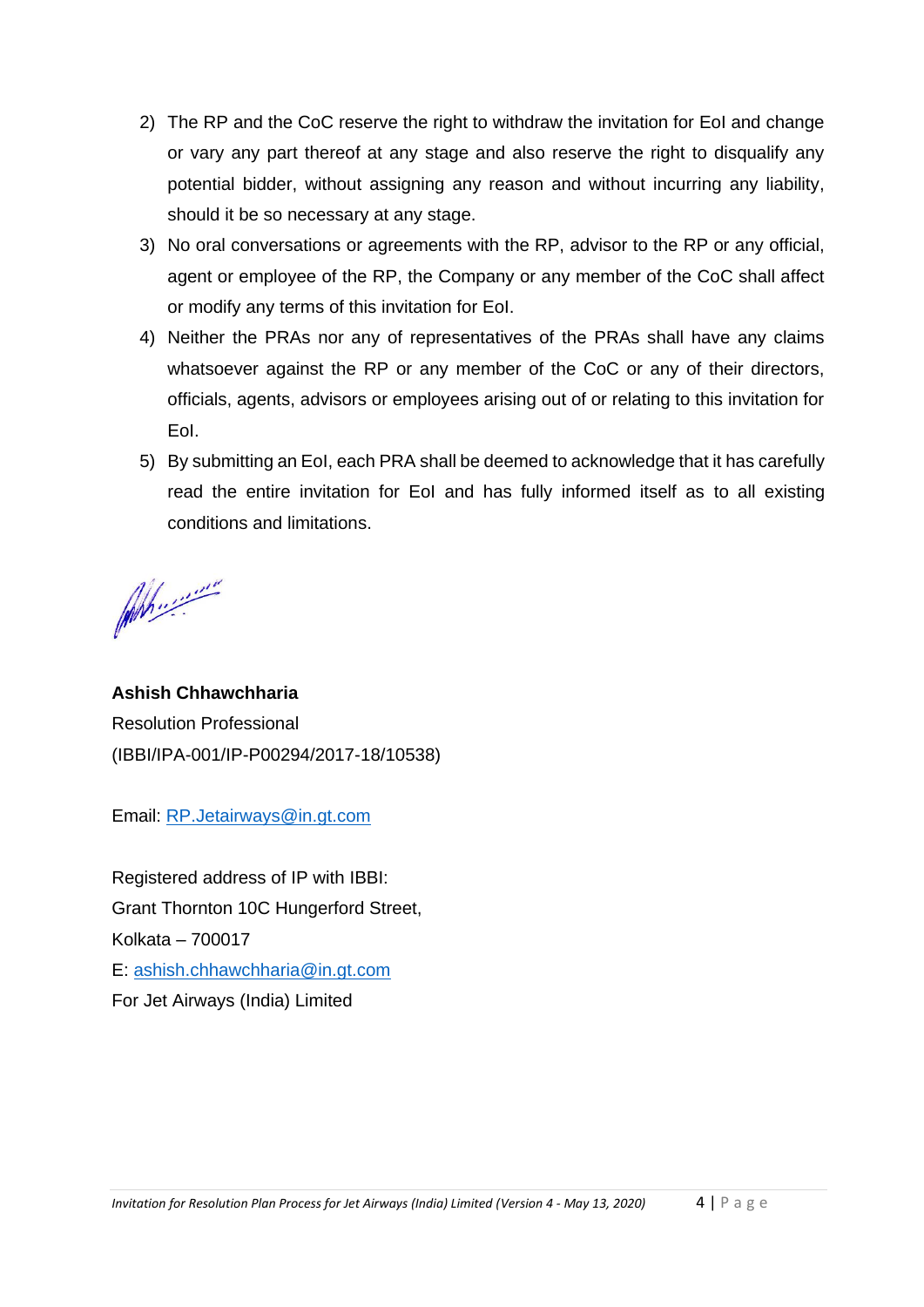2) The RP and the CoC reserve the right to withdraw the invitation for EoI and change or vary any part thereof at any stage and also reserve the right to disqualify any potential bidder, without assigning any reason and without incurring any liability, should it be so necessary at any stage.
3) No oral conversations or agreements with the RP, advisor to the RP or any official, agent or employee of the RP, the Company or any member of the CoC shall affect or modify any terms of this invitation for EoI.
4) Neither the PRAs nor any of representatives of the PRAs shall have any claims whatsoever against the RP or any member of the CoC or any of their directors, officials, agents, advisors or employees arising out of or relating to this invitation for EoI.
5) By submitting an EoI, each PRA shall be deemed to acknowledge that it has carefully read the entire invitation for EoI and has fully informed itself as to all existing conditions and limitations.

**Ashish Chhawchharia**
Resolution Professional
(IBBI/IPA-001/IP-P00294/2017-18/10538)

Email: RP.Jetairways@in.gt.com

Registered address of IP with IBBI:
Grant Thornton 10C Hungerford Street,
Kolkata – 700017
E: ashish.chhawchharia@in.gt.com
For Jet Airways (India) Limited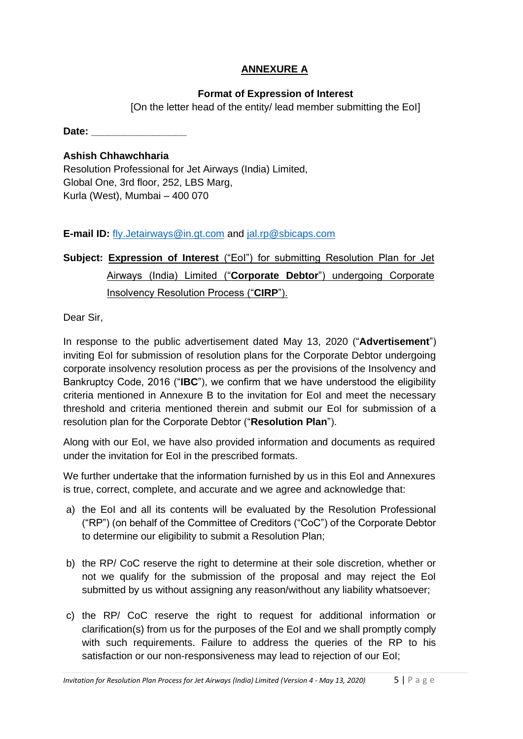## ANNEXURE A

**Format of Expression of Interest**

[On the letter head of the entity/ lead member submitting the EoI]

**Date:** ________________

**Ashish Chhawchharia**
Resolution Professional for Jet Airways (India) Limited,
Global One, 3rd floor, 252, LBS Marg,
Kurla (West), Mumbai – 400 070

**E-mail ID:** fly.Jetairways@in.gt.com and jal.rp@sbicaps.com

**Subject:** **Expression of Interest** ("EoI") for submitting Resolution Plan for Jet Airways (India) Limited ("**Corporate Debtor**") undergoing Corporate Insolvency Resolution Process ("**CIRP**").

Dear Sir,

In response to the public advertisement dated May 13, 2020 ("**Advertisement**") inviting EoI for submission of resolution plans for the Corporate Debtor undergoing corporate insolvency resolution process as per the provisions of the Insolvency and Bankruptcy Code, 2016 ("**IBC**"), we confirm that we have understood the eligibility criteria mentioned in Annexure B to the invitation for EoI and meet the necessary threshold and criteria mentioned therein and submit our EoI for submission of a resolution plan for the Corporate Debtor ("**Resolution Plan**").

Along with our EoI, we have also provided information and documents as required under the invitation for EoI in the prescribed formats.

We further undertake that the information furnished by us in this EoI and Annexures is true, correct, complete, and accurate and we agree and acknowledge that:

a) the EoI and all its contents will be evaluated by the Resolution Professional ("RP") (on behalf of the Committee of Creditors ("CoC") of the Corporate Debtor to determine our eligibility to submit a Resolution Plan;

b) the RP/ CoC reserve the right to determine at their sole discretion, whether or not we qualify for the submission of the proposal and may reject the EoI submitted by us without assigning any reason/without any liability whatsoever;

c) the RP/ CoC reserve the right to request for additional information or clarification(s) from us for the purposes of the EoI and we shall promptly comply with such requirements. Failure to address the queries of the RP to his satisfaction or our non-responsiveness may lead to rejection of our EoI;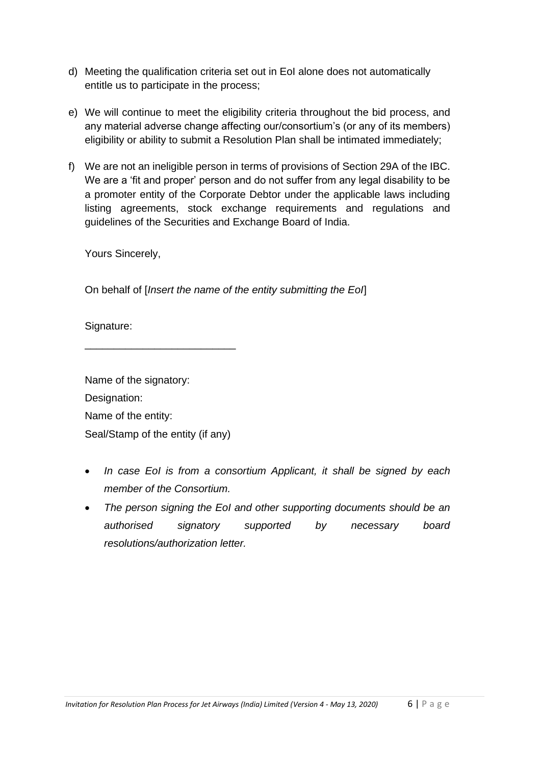d) Meeting the qualification criteria set out in EoI alone does not automatically entitle us to participate in the process;

e) We will continue to meet the eligibility criteria throughout the bid process, and any material adverse change affecting our/consortium's (or any of its members) eligibility or ability to submit a Resolution Plan shall be intimated immediately;

f) We are not an ineligible person in terms of provisions of Section 29A of the IBC. We are a 'fit and proper' person and do not suffer from any legal disability to be a promoter entity of the Corporate Debtor under the applicable laws including listing agreements, stock exchange requirements and regulations and guidelines of the Securities and Exchange Board of India.

Yours Sincerely,

On behalf of [*Insert the name of the entity submitting the EoI*]

Signature:

___________________________

Name of the signatory:

Designation:

Name of the entity:

Seal/Stamp of the entity (if any)

- *In case EoI is from a consortium Applicant, it shall be signed by each member of the Consortium.*
- *The person signing the EoI and other supporting documents should be an authorised signatory supported by necessary board resolutions/authorization letter.*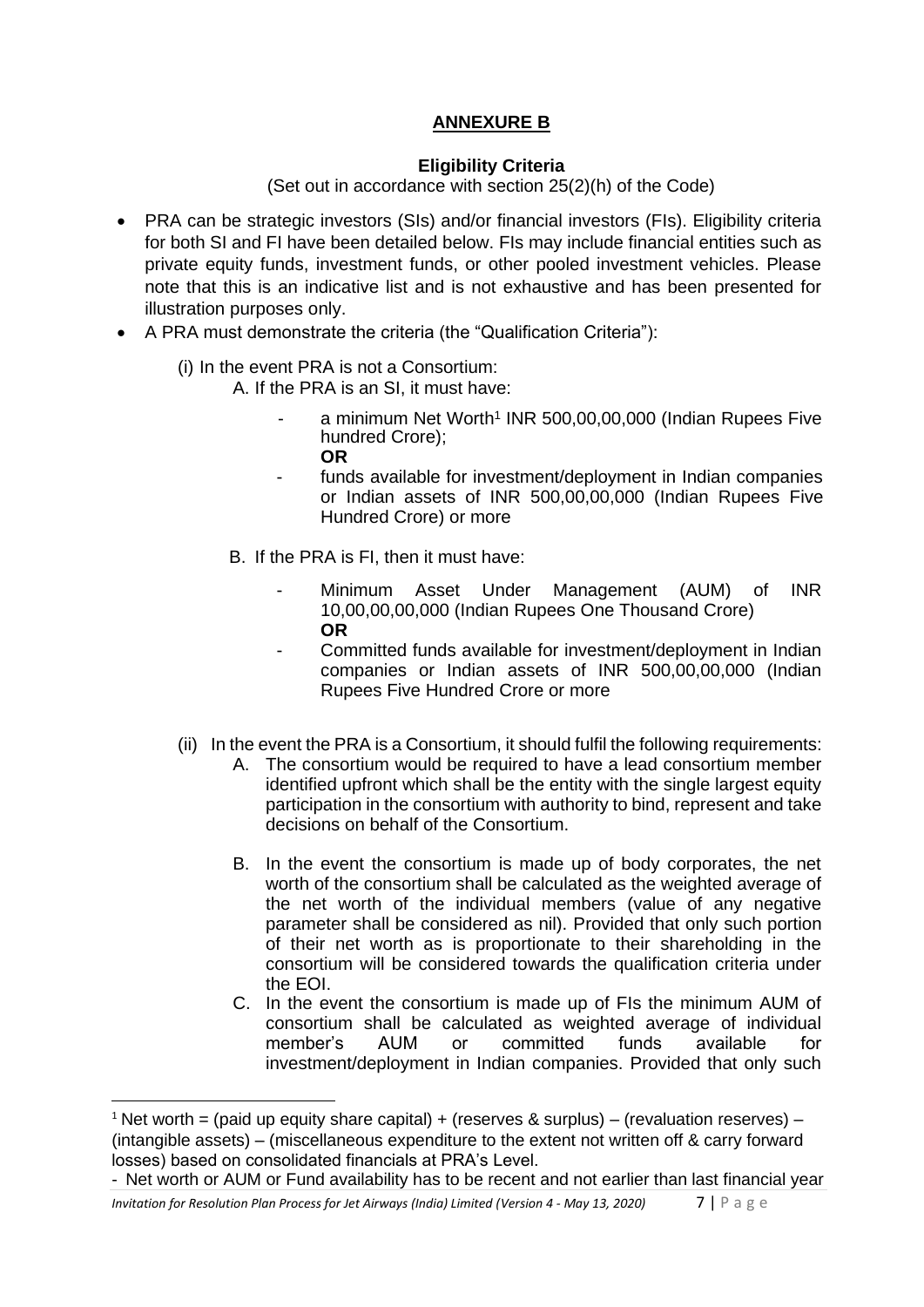## **ANNEXURE B**

### **Eligibility Criteria**

(Set out in accordance with section 25(2)(h) of the Code)

- PRA can be strategic investors (SIs) and/or financial investors (FIs). Eligibility criteria for both SI and FI have been detailed below. FIs may include financial entities such as private equity funds, investment funds, or other pooled investment vehicles. Please note that this is an indicative list and is not exhaustive and has been presented for illustration purposes only.
- A PRA must demonstrate the criteria (the "Qualification Criteria"):

  (i) In the event PRA is not a Consortium:

  A. If the PRA is an SI, it must have:

  - a minimum Net Worth[1] INR 500,00,00,000 (Indian Rupees Five hundred Crore);

    **OR**

  - funds available for investment/deployment in Indian companies or Indian assets of INR 500,00,00,000 (Indian Rupees Five Hundred Crore) or more

  B. If the PRA is FI, then it must have:

  - Minimum Asset Under Management (AUM) of INR 10,00,00,00,000 (Indian Rupees One Thousand Crore)

    **OR**

  - Committed funds available for investment/deployment in Indian companies or Indian assets of INR 500,00,00,000 (Indian Rupees Five Hundred Crore or more

  (ii) In the event the PRA is a Consortium, it should fulfil the following requirements:

  A. The consortium would be required to have a lead consortium member identified upfront which shall be the entity with the single largest equity participation in the consortium with authority to bind, represent and take decisions on behalf of the Consortium.

  B. In the event the consortium is made up of body corporates, the net worth of the consortium shall be calculated as the weighted average of the net worth of the individual members (value of any negative parameter shall be considered as nil). Provided that only such portion of their net worth as is proportionate to their shareholding in the consortium will be considered towards the qualification criteria under the EOI.

  C. In the event the consortium is made up of FIs the minimum AUM of consortium shall be calculated as weighted average of individual member's AUM or committed funds available for investment/deployment in Indian companies. Provided that only such

---

[1] Net worth = (paid up equity share capital) + (reserves & surplus) – (revaluation reserves) – (intangible assets) – (miscellaneous expenditure to the extent not written off & carry forward losses) based on consolidated financials at PRA's Level.

- Net worth or AUM or Fund availability has to be recent and not earlier than last financial year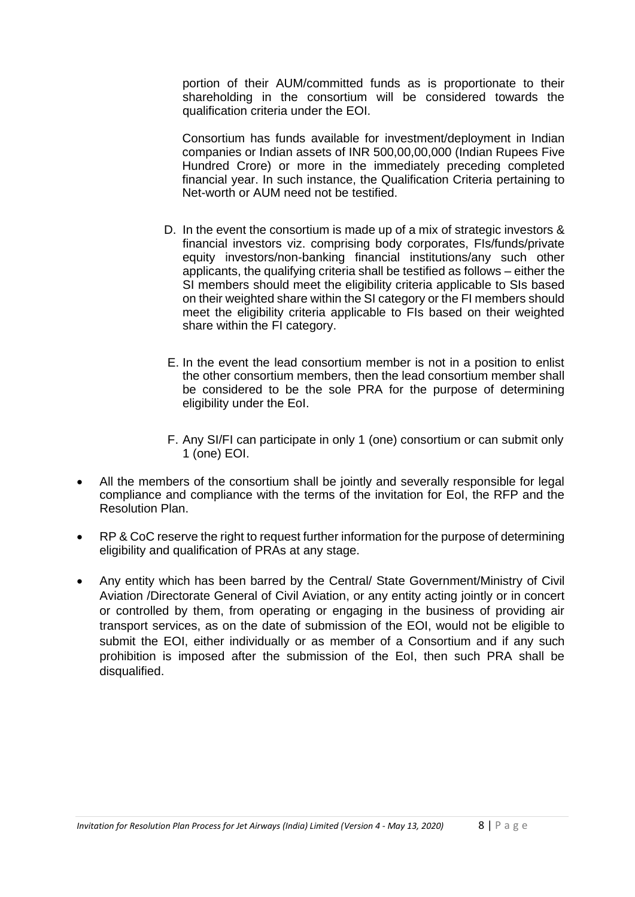portion of their AUM/committed funds as is proportionate to their shareholding in the consortium will be considered towards the qualification criteria under the EOI.

Consortium has funds available for investment/deployment in Indian companies or Indian assets of INR 500,00,00,000 (Indian Rupees Five Hundred Crore) or more in the immediately preceding completed financial year. In such instance, the Qualification Criteria pertaining to Net-worth or AUM need not be testified.

D. In the event the consortium is made up of a mix of strategic investors & financial investors viz. comprising body corporates, FIs/funds/private equity investors/non-banking financial institutions/any such other applicants, the qualifying criteria shall be testified as follows – either the SI members should meet the eligibility criteria applicable to SIs based on their weighted share within the SI category or the FI members should meet the eligibility criteria applicable to FIs based on their weighted share within the FI category.

E. In the event the lead consortium member is not in a position to enlist the other consortium members, then the lead consortium member shall be considered to be the sole PRA for the purpose of determining eligibility under the EoI.

F. Any SI/FI can participate in only 1 (one) consortium or can submit only 1 (one) EOI.

- All the members of the consortium shall be jointly and severally responsible for legal compliance and compliance with the terms of the invitation for EoI, the RFP and the Resolution Plan.
- RP & CoC reserve the right to request further information for the purpose of determining eligibility and qualification of PRAs at any stage.
- Any entity which has been barred by the Central/ State Government/Ministry of Civil Aviation /Directorate General of Civil Aviation, or any entity acting jointly or in concert or controlled by them, from operating or engaging in the business of providing air transport services, as on the date of submission of the EOI, would not be eligible to submit the EOI, either individually or as member of a Consortium and if any such prohibition is imposed after the submission of the EoI, then such PRA shall be disqualified.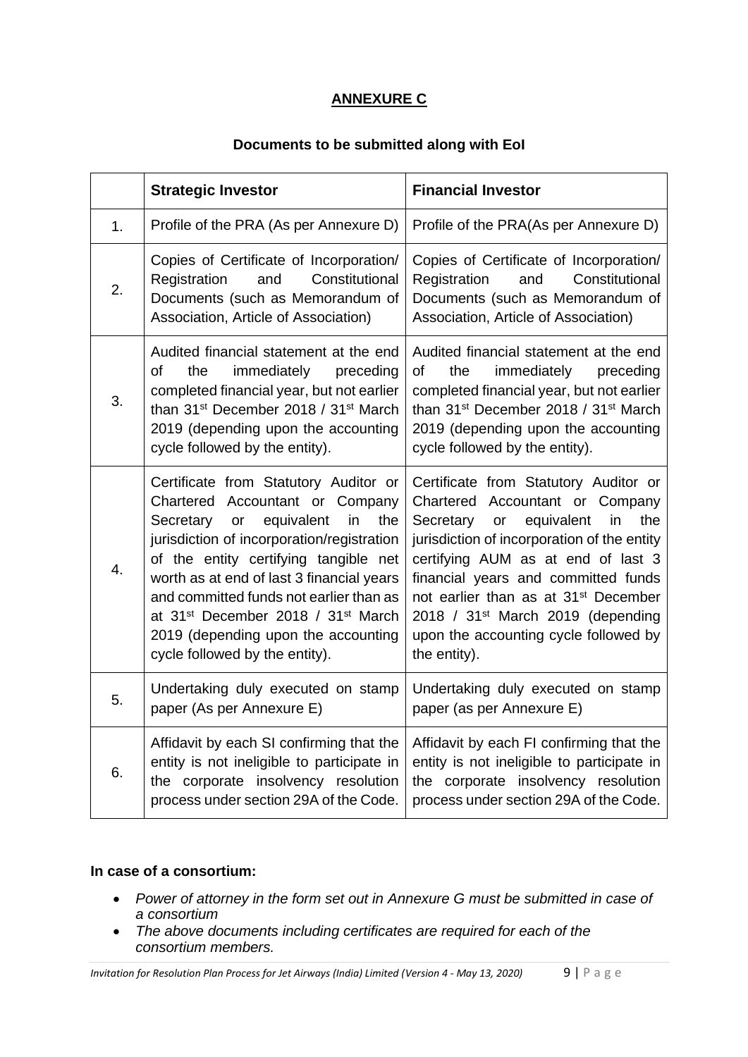## ANNEXURE C

### Documents to be submitted along with EoI

| | Strategic Investor | Financial Investor |
|---|---|---|
| 1. | Profile of the PRA (As per Annexure D) | Profile of the PRA(As per Annexure D) |
| 2. | Copies of Certificate of Incorporation/ Registration and Constitutional Documents (such as Memorandum of Association, Article of Association) | Copies of Certificate of Incorporation/ Registration and Constitutional Documents (such as Memorandum of Association, Article of Association) |
| 3. | Audited financial statement at the end of the immediately preceding completed financial year, but not earlier than 31st December 2018 / 31st March 2019 (depending upon the accounting cycle followed by the entity). | Audited financial statement at the end of the immediately preceding completed financial year, but not earlier than 31st December 2018 / 31st March 2019 (depending upon the accounting cycle followed by the entity). |
| 4. | Certificate from Statutory Auditor or Chartered Accountant or Company Secretary or equivalent in the jurisdiction of incorporation/registration of the entity certifying tangible net worth as at end of last 3 financial years and committed funds not earlier than as at 31st December 2018 / 31st March 2019 (depending upon the accounting cycle followed by the entity). | Certificate from Statutory Auditor or Chartered Accountant or Company Secretary or equivalent in the jurisdiction of incorporation of the entity certifying AUM as at end of last 3 financial years and committed funds not earlier than as at 31st December 2018 / 31st March 2019 (depending upon the accounting cycle followed by the entity). |
| 5. | Undertaking duly executed on stamp paper (As per Annexure E) | Undertaking duly executed on stamp paper (as per Annexure E) |
| 6. | Affidavit by each SI confirming that the entity is not ineligible to participate in the corporate insolvency resolution process under section 29A of the Code. | Affidavit by each FI confirming that the entity is not ineligible to participate in the corporate insolvency resolution process under section 29A of the Code. |

**In case of a consortium:**

- *Power of attorney in the form set out in Annexure G must be submitted in case of a consortium*
- *The above documents including certificates are required for each of the consortium members.*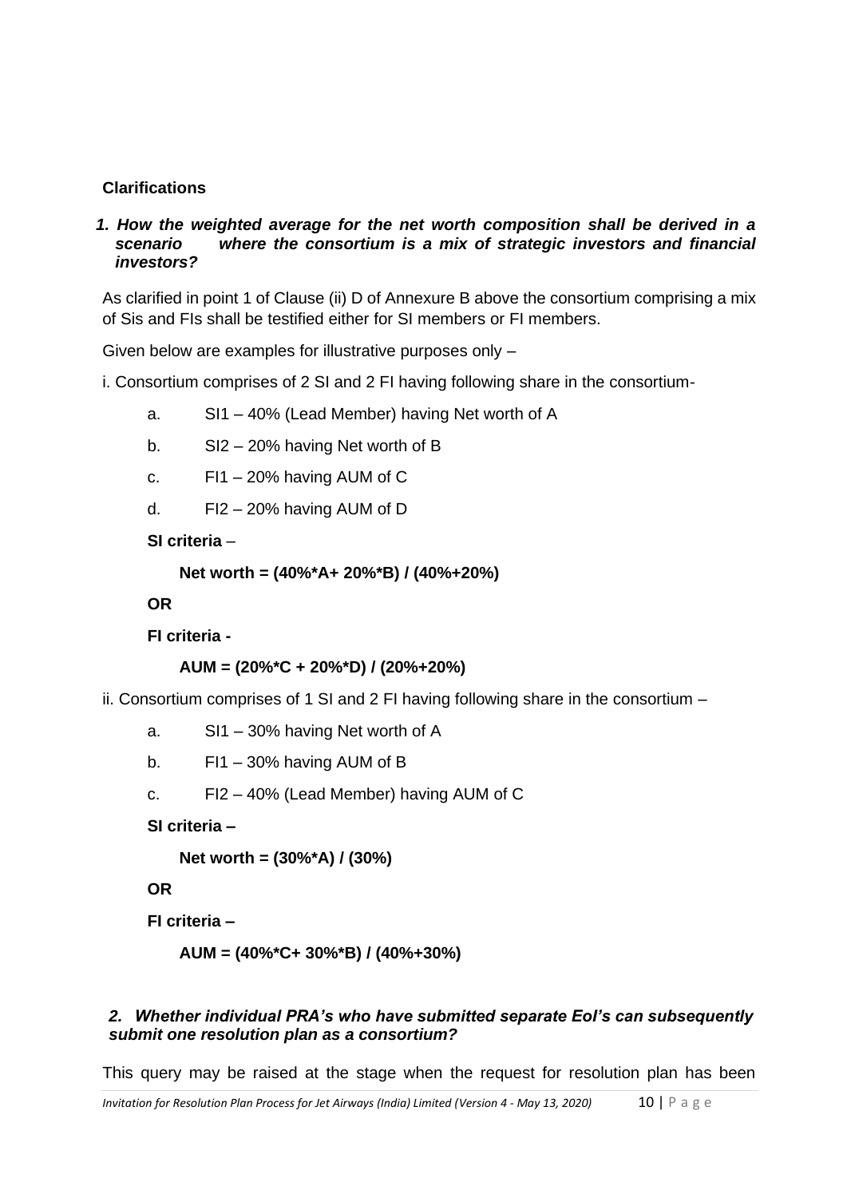**Clarifications**

***1. How the weighted average for the net worth composition shall be derived in a scenario where the consortium is a mix of strategic investors and financial investors?***

As clarified in point 1 of Clause (ii) D of Annexure B above the consortium comprising a mix of Sis and FIs shall be testified either for SI members or FI members.

Given below are examples for illustrative purposes only –

i. Consortium comprises of 2 SI and 2 FI having following share in the consortium-

a. SI1 – 40% (Lead Member) having Net worth of A

b. SI2 – 20% having Net worth of B

c. FI1 – 20% having AUM of C

d. FI2 – 20% having AUM of D

**SI criteria** –

**Net worth = (40%*A+ 20%*B) / (40%+20%)**

**OR**

**FI criteria -**

**AUM = (20%*C + 20%*D) / (20%+20%)**

ii. Consortium comprises of 1 SI and 2 FI having following share in the consortium –

a. SI1 – 30% having Net worth of A

b. FI1 – 30% having AUM of B

c. FI2 – 40% (Lead Member) having AUM of C

**SI criteria –**

**Net worth = (30%*A) / (30%)**

**OR**

**FI criteria –**

**AUM = (40%*C+ 30%*B) / (40%+30%)**

***2. Whether individual PRA's who have submitted separate EoI's can subsequently submit one resolution plan as a consortium?***

This query may be raised at the stage when the request for resolution plan has been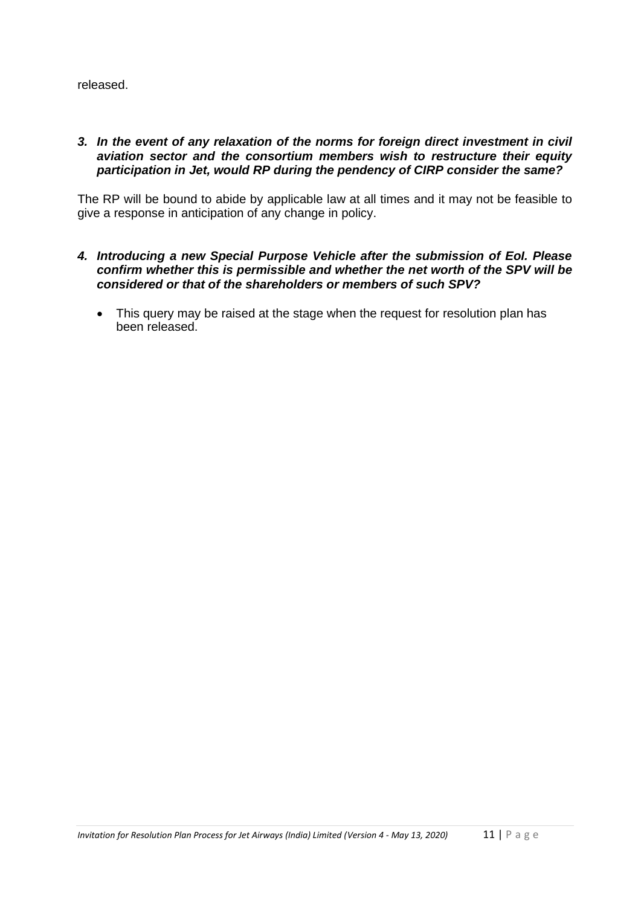released.

3. ***In the event of any relaxation of the norms for foreign direct investment in civil aviation sector and the consortium members wish to restructure their equity participation in Jet, would RP during the pendency of CIRP consider the same?***

The RP will be bound to abide by applicable law at all times and it may not be feasible to give a response in anticipation of any change in policy.

4. ***Introducing a new Special Purpose Vehicle after the submission of EoI. Please confirm whether this is permissible and whether the net worth of the SPV will be considered or that of the shareholders or members of such SPV?***

   - This query may be raised at the stage when the request for resolution plan has been released.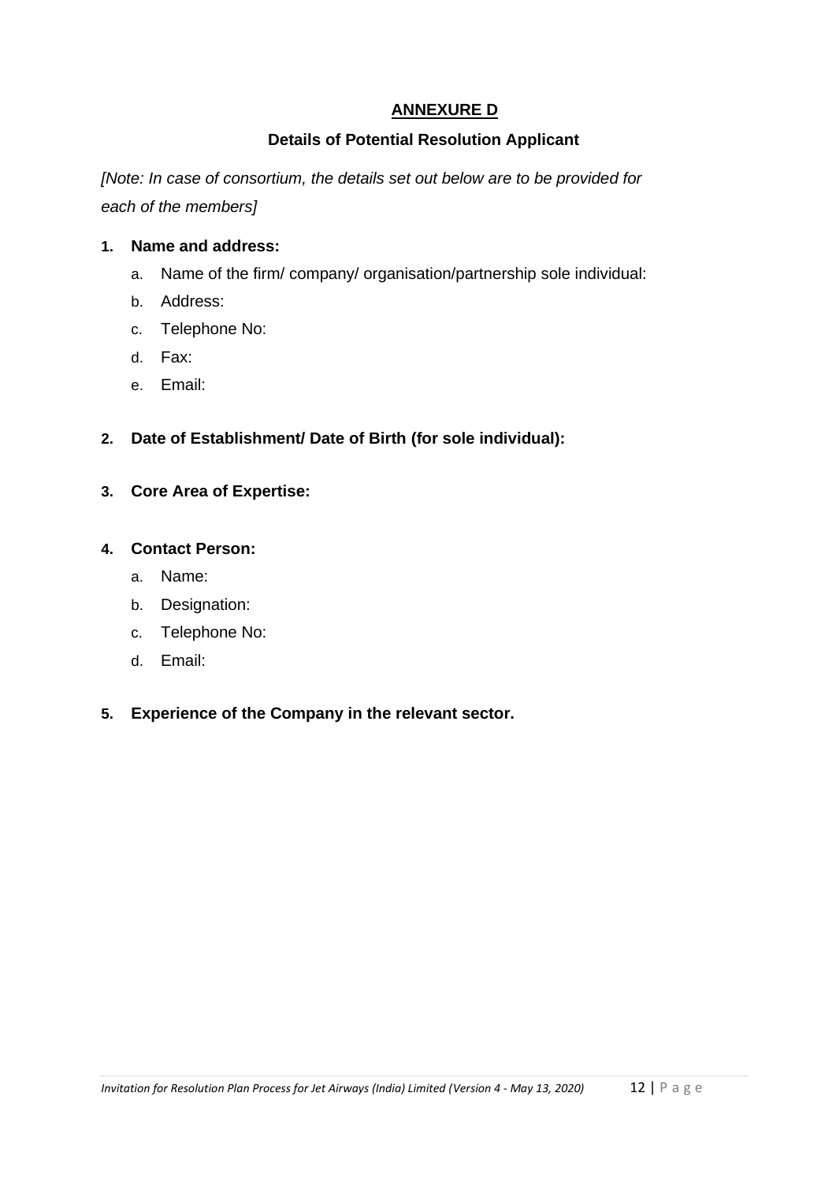## ANNEXURE D

### Details of Potential Resolution Applicant

*[Note: In case of consortium, the details set out below are to be provided for each of the members]*

1. **Name and address:**
   a. Name of the firm/ company/ organisation/partnership sole individual:
   b. Address:
   c. Telephone No:
   d. Fax:
   e. Email:

2. **Date of Establishment/ Date of Birth (for sole individual):**

3. **Core Area of Expertise:**

4. **Contact Person:**
   a. Name:
   b. Designation:
   c. Telephone No:
   d. Email:

5. **Experience of the Company in the relevant sector.**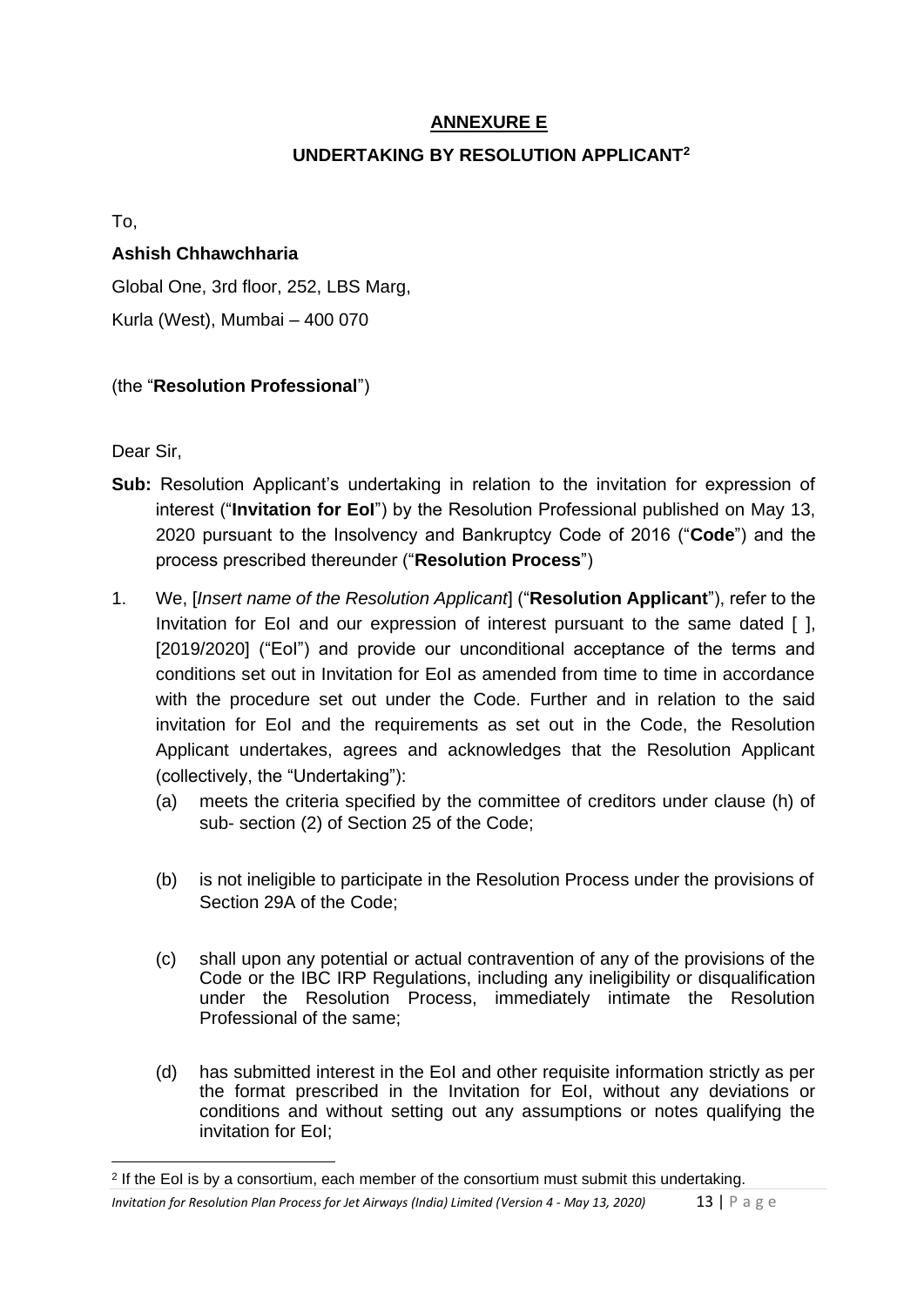## ANNEXURE E

### UNDERTAKING BY RESOLUTION APPLICANT[2]

To,

**Ashish Chhawchharia**

Global One, 3rd floor, 252, LBS Marg,

Kurla (West), Mumbai – 400 070

(the "**Resolution Professional**")

Dear Sir,

**Sub:** Resolution Applicant's undertaking in relation to the invitation for expression of interest ("**Invitation for EoI**") by the Resolution Professional published on May 13, 2020 pursuant to the Insolvency and Bankruptcy Code of 2016 ("**Code**") and the process prescribed thereunder ("**Resolution Process**")

1. We, [*Insert name of the Resolution Applicant*] ("**Resolution Applicant**"), refer to the Invitation for EoI and our expression of interest pursuant to the same dated [ ], [2019/2020] ("EoI") and provide our unconditional acceptance of the terms and conditions set out in Invitation for EoI as amended from time to time in accordance with the procedure set out under the Code. Further and in relation to the said invitation for EoI and the requirements as set out in the Code, the Resolution Applicant undertakes, agrees and acknowledges that the Resolution Applicant (collectively, the "Undertaking"):

   (a) meets the criteria specified by the committee of creditors under clause (h) of sub- section (2) of Section 25 of the Code;

   (b) is not ineligible to participate in the Resolution Process under the provisions of Section 29A of the Code;

   (c) shall upon any potential or actual contravention of any of the provisions of the Code or the IBC IRP Regulations, including any ineligibility or disqualification under the Resolution Process, immediately intimate the Resolution Professional of the same;

   (d) has submitted interest in the EoI and other requisite information strictly as per the format prescribed in the Invitation for EoI, without any deviations or conditions and without setting out any assumptions or notes qualifying the invitation for EoI;

[2] If the EoI is by a consortium, each member of the consortium must submit this undertaking.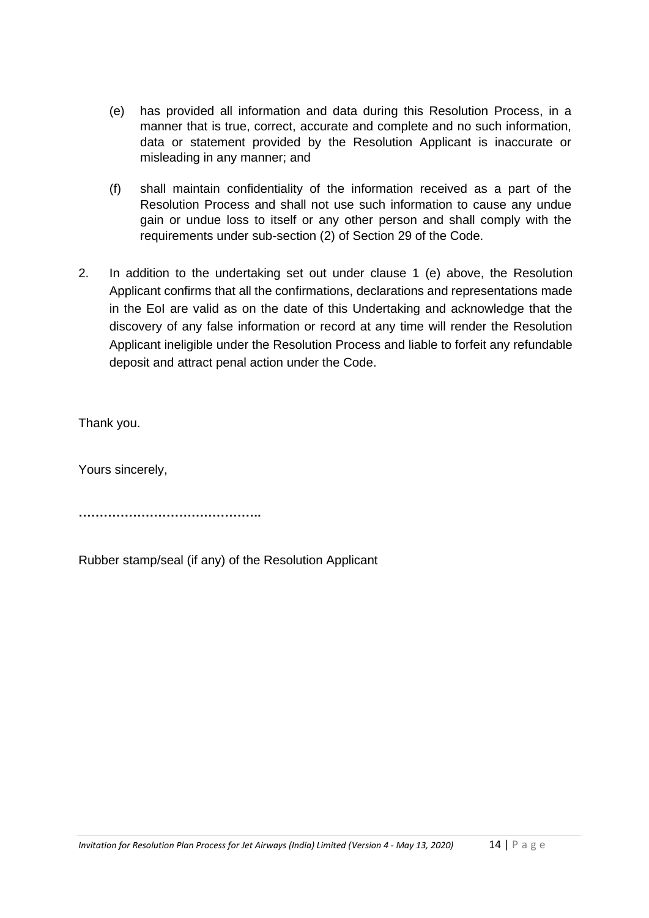(e) has provided all information and data during this Resolution Process, in a manner that is true, correct, accurate and complete and no such information, data or statement provided by the Resolution Applicant is inaccurate or misleading in any manner; and

(f) shall maintain confidentiality of the information received as a part of the Resolution Process and shall not use such information to cause any undue gain or undue loss to itself or any other person and shall comply with the requirements under sub-section (2) of Section 29 of the Code.

2. In addition to the undertaking set out under clause 1 (e) above, the Resolution Applicant confirms that all the confirmations, declarations and representations made in the EoI are valid as on the date of this Undertaking and acknowledge that the discovery of any false information or record at any time will render the Resolution Applicant ineligible under the Resolution Process and liable to forfeit any refundable deposit and attract penal action under the Code.

Thank you.

Yours sincerely,

……………………………………..

Rubber stamp/seal (if any) of the Resolution Applicant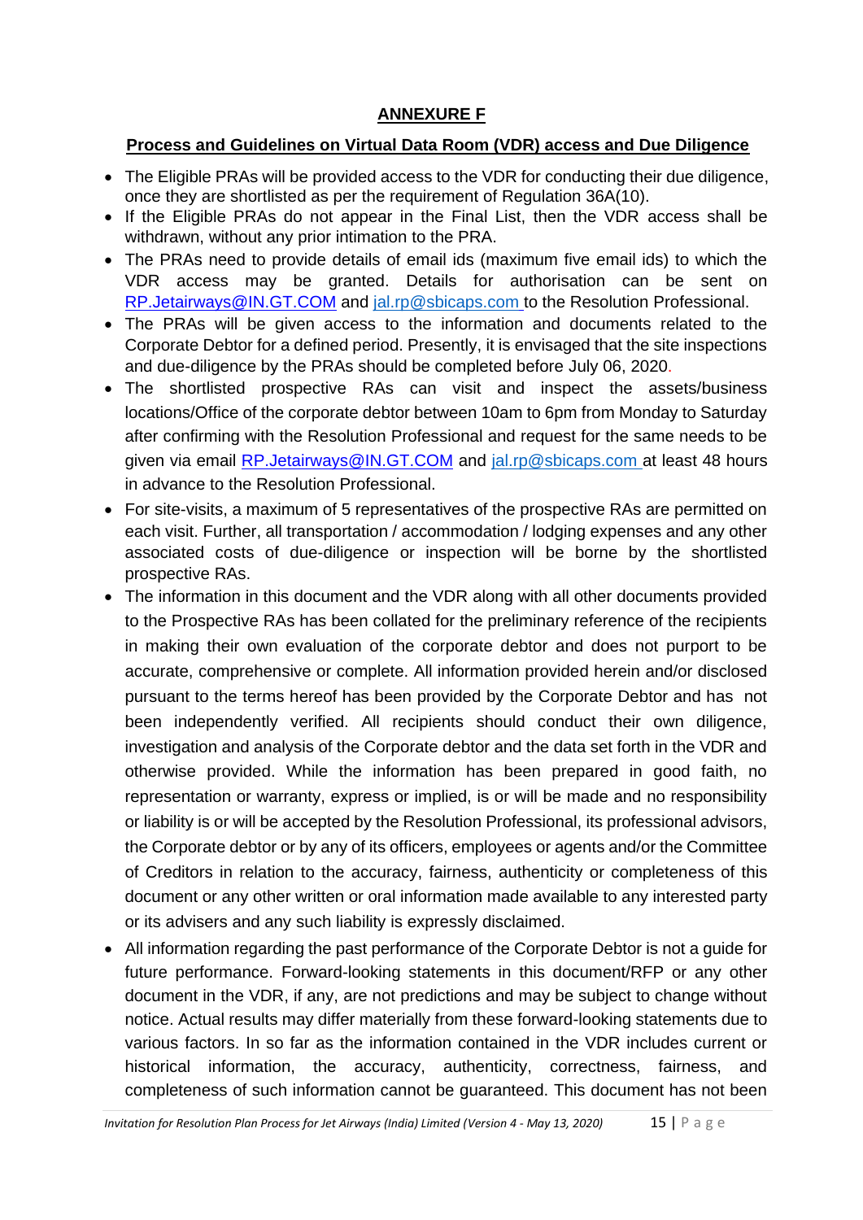## ANNEXURE F

### Process and Guidelines on Virtual Data Room (VDR) access and Due Diligence

- The Eligible PRAs will be provided access to the VDR for conducting their due diligence, once they are shortlisted as per the requirement of Regulation 36A(10).
- If the Eligible PRAs do not appear in the Final List, then the VDR access shall be withdrawn, without any prior intimation to the PRA.
- The PRAs need to provide details of email ids (maximum five email ids) to which the VDR access may be granted. Details for authorisation can be sent on RP.Jetairways@IN.GT.COM and jal.rp@sbicaps.com to the Resolution Professional.
- The PRAs will be given access to the information and documents related to the Corporate Debtor for a defined period. Presently, it is envisaged that the site inspections and due-diligence by the PRAs should be completed before July 06, 2020.
- The shortlisted prospective RAs can visit and inspect the assets/business locations/Office of the corporate debtor between 10am to 6pm from Monday to Saturday after confirming with the Resolution Professional and request for the same needs to be given via email RP.Jetairways@IN.GT.COM and jal.rp@sbicaps.com at least 48 hours in advance to the Resolution Professional.
- For site-visits, a maximum of 5 representatives of the prospective RAs are permitted on each visit. Further, all transportation / accommodation / lodging expenses and any other associated costs of due-diligence or inspection will be borne by the shortlisted prospective RAs.
- The information in this document and the VDR along with all other documents provided to the Prospective RAs has been collated for the preliminary reference of the recipients in making their own evaluation of the corporate debtor and does not purport to be accurate, comprehensive or complete. All information provided herein and/or disclosed pursuant to the terms hereof has been provided by the Corporate Debtor and has not been independently verified. All recipients should conduct their own diligence, investigation and analysis of the Corporate debtor and the data set forth in the VDR and otherwise provided. While the information has been prepared in good faith, no representation or warranty, express or implied, is or will be made and no responsibility or liability is or will be accepted by the Resolution Professional, its professional advisors, the Corporate debtor or by any of its officers, employees or agents and/or the Committee of Creditors in relation to the accuracy, fairness, authenticity or completeness of this document or any other written or oral information made available to any interested party or its advisers and any such liability is expressly disclaimed.
- All information regarding the past performance of the Corporate Debtor is not a guide for future performance. Forward-looking statements in this document/RFP or any other document in the VDR, if any, are not predictions and may be subject to change without notice. Actual results may differ materially from these forward-looking statements due to various factors. In so far as the information contained in the VDR includes current or historical information, the accuracy, authenticity, correctness, fairness, and completeness of such information cannot be guaranteed. This document has not been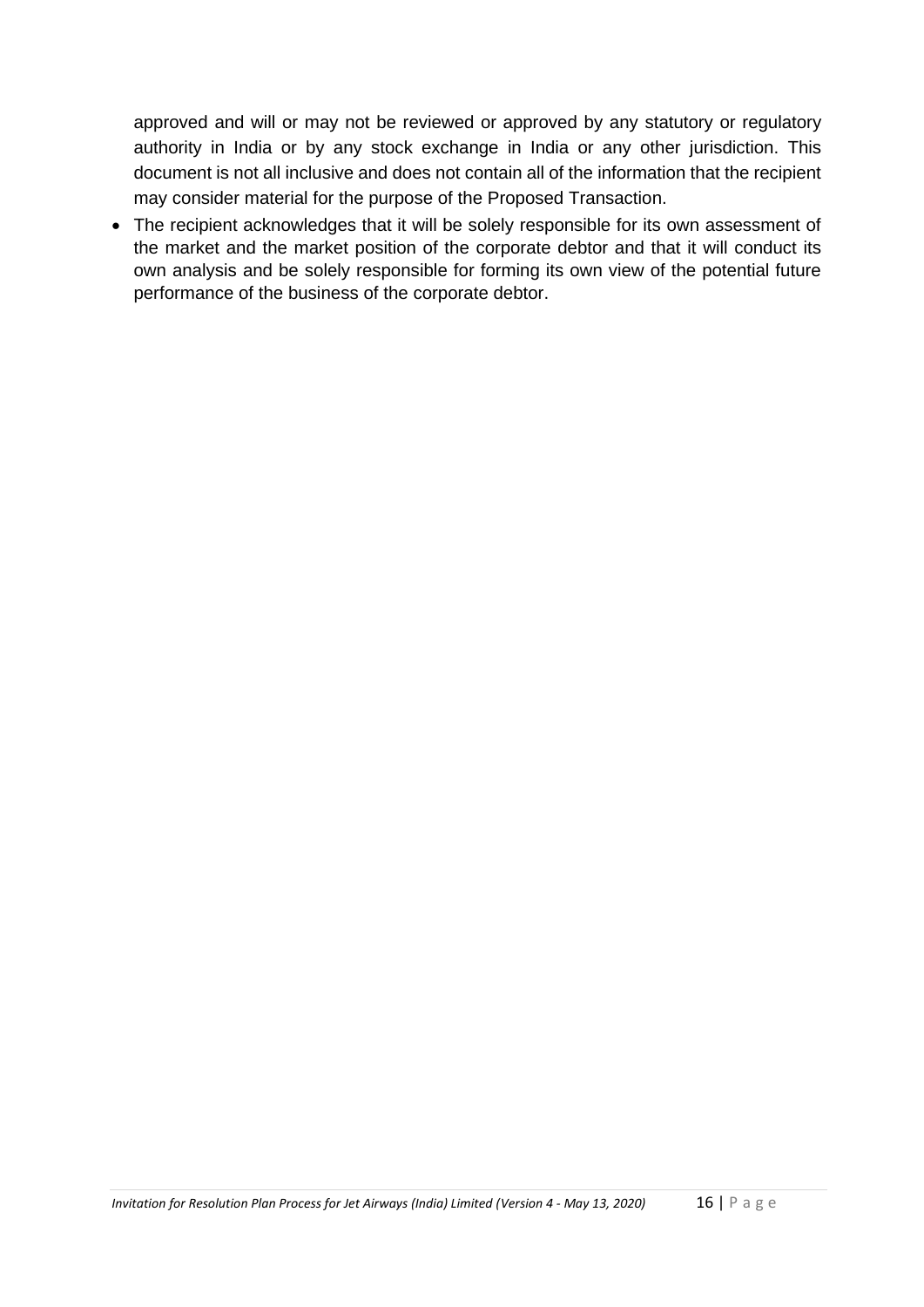approved and will or may not be reviewed or approved by any statutory or regulatory authority in India or by any stock exchange in India or any other jurisdiction. This document is not all inclusive and does not contain all of the information that the recipient may consider material for the purpose of the Proposed Transaction.

- The recipient acknowledges that it will be solely responsible for its own assessment of the market and the market position of the corporate debtor and that it will conduct its own analysis and be solely responsible for forming its own view of the potential future performance of the business of the corporate debtor.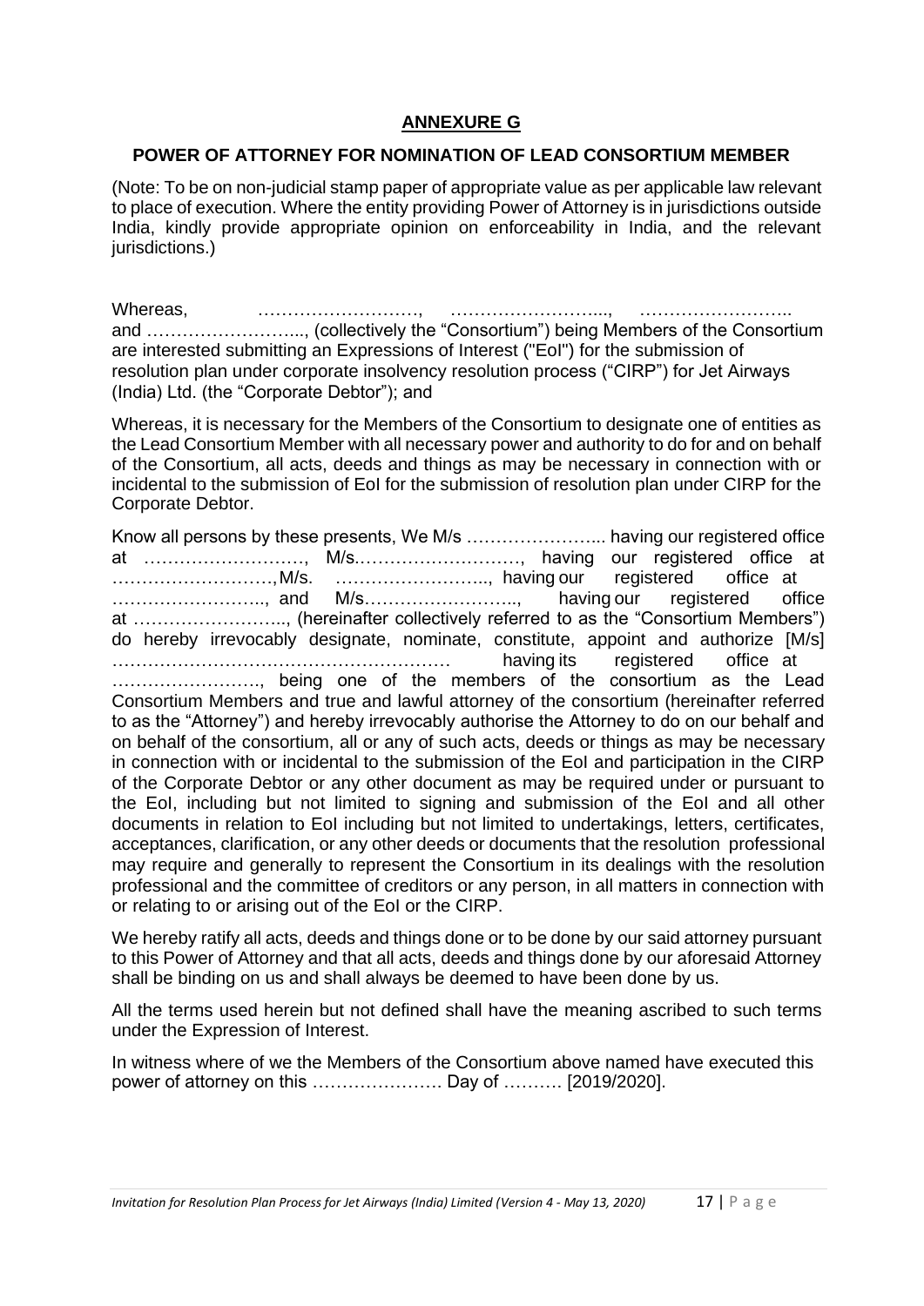**ANNEXURE G**

**POWER OF ATTORNEY FOR NOMINATION OF LEAD CONSORTIUM MEMBER**

(Note: To be on non-judicial stamp paper of appropriate value as per applicable law relevant to place of execution. Where the entity providing Power of Attorney is in jurisdictions outside India, kindly provide appropriate opinion on enforceability in India, and the relevant jurisdictions.)

Whereas, ………………………, ……………………..., …………………….. and ……………………..., (collectively the "Consortium") being Members of the Consortium are interested submitting an Expressions of Interest ("EoI") for the submission of resolution plan under corporate insolvency resolution process ("CIRP") for Jet Airways (India) Ltd. (the "Corporate Debtor"); and

Whereas, it is necessary for the Members of the Consortium to designate one of entities as the Lead Consortium Member with all necessary power and authority to do for and on behalf of the Consortium, all acts, deeds and things as may be necessary in connection with or incidental to the submission of EoI for the submission of resolution plan under CIRP for the Corporate Debtor.

Know all persons by these presents, We M/s …………………... having our registered office at ………………………, M/s.………………………, having our registered office at ………………………, M/s. …………………….., having our registered office at …………………….., and M/s…………………….., having our registered office at …………………….., (hereinafter collectively referred to as the "Consortium Members") do hereby irrevocably designate, nominate, constitute, appoint and authorize [M/s] ………………………………………………… having its registered office at ……………………., being one of the members of the consortium as the Lead Consortium Members and true and lawful attorney of the consortium (hereinafter referred to as the "Attorney") and hereby irrevocably authorise the Attorney to do on our behalf and on behalf of the consortium, all or any of such acts, deeds or things as may be necessary in connection with or incidental to the submission of the EoI and participation in the CIRP of the Corporate Debtor or any other document as may be required under or pursuant to the EoI, including but not limited to signing and submission of the EoI and all other documents in relation to EoI including but not limited to undertakings, letters, certificates, acceptances, clarification, or any other deeds or documents that the resolution professional may require and generally to represent the Consortium in its dealings with the resolution professional and the committee of creditors or any person, in all matters in connection with or relating to or arising out of the EoI or the CIRP.

We hereby ratify all acts, deeds and things done or to be done by our said attorney pursuant to this Power of Attorney and that all acts, deeds and things done by our aforesaid Attorney shall be binding on us and shall always be deemed to have been done by us.

All the terms used herein but not defined shall have the meaning ascribed to such terms under the Expression of Interest.

In witness where of we the Members of the Consortium above named have executed this power of attorney on this …………………. Day of ………. [2019/2020].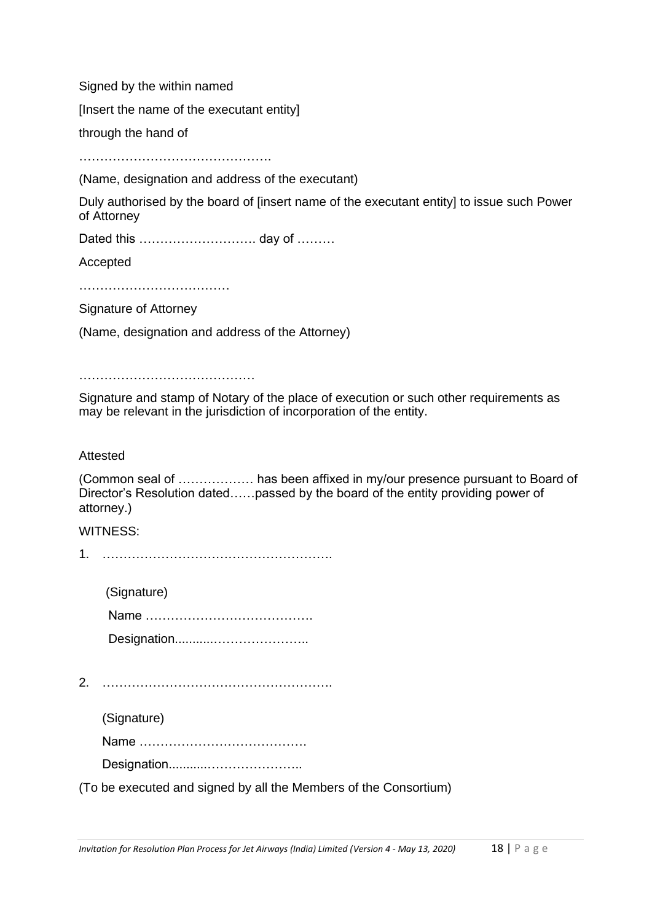Signed by the within named

[Insert the name of the executant entity]

through the hand of

……………………………………….

(Name, designation and address of the executant)

Duly authorised by the board of [insert name of the executant entity] to issue such Power of Attorney

Dated this ………………………. day of ………

Accepted

………………………………

Signature of Attorney

(Name, designation and address of the Attorney)

……………………………………

Signature and stamp of Notary of the place of execution or such other requirements as may be relevant in the jurisdiction of incorporation of the entity.

Attested

(Common seal of ……………… has been affixed in my/our presence pursuant to Board of Director's Resolution dated……passed by the board of the entity providing power of attorney.)

WITNESS:

1. ……………………………………………….

   (Signature)

   Name ………………………………….

   Designation...........…………………..

2. ……………………………………………….

   (Signature)

   Name …………………………………

   Designation...........…………………..

(To be executed and signed by all the Members of the Consortium)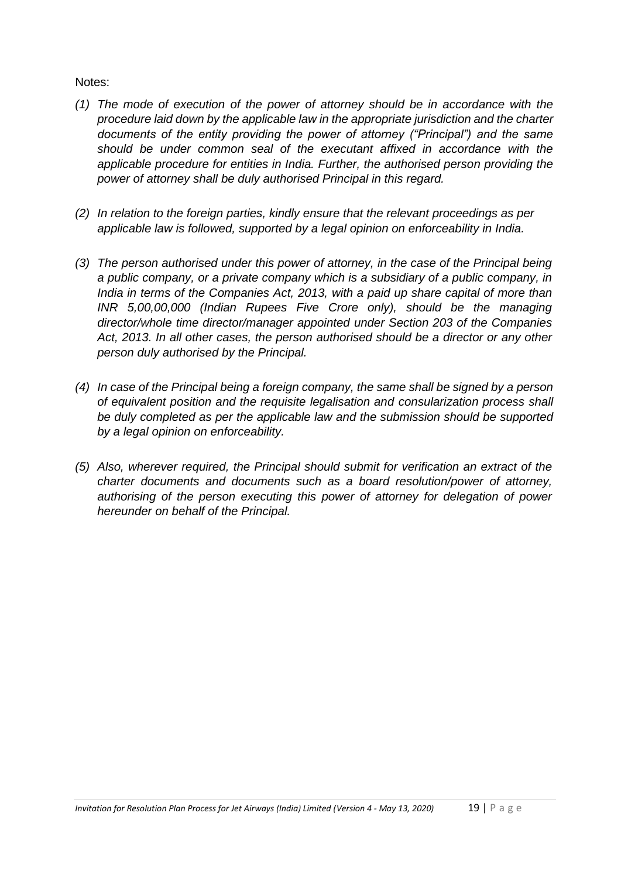Notes:

*(1) The mode of execution of the power of attorney should be in accordance with the procedure laid down by the applicable law in the appropriate jurisdiction and the charter documents of the entity providing the power of attorney ("Principal") and the same should be under common seal of the executant affixed in accordance with the applicable procedure for entities in India. Further, the authorised person providing the power of attorney shall be duly authorised Principal in this regard.*

*(2) In relation to the foreign parties, kindly ensure that the relevant proceedings as per applicable law is followed, supported by a legal opinion on enforceability in India.*

*(3) The person authorised under this power of attorney, in the case of the Principal being a public company, or a private company which is a subsidiary of a public company, in India in terms of the Companies Act, 2013, with a paid up share capital of more than INR 5,00,00,000 (Indian Rupees Five Crore only), should be the managing director/whole time director/manager appointed under Section 203 of the Companies Act, 2013. In all other cases, the person authorised should be a director or any other person duly authorised by the Principal.*

*(4) In case of the Principal being a foreign company, the same shall be signed by a person of equivalent position and the requisite legalisation and consularization process shall be duly completed as per the applicable law and the submission should be supported by a legal opinion on enforceability.*

*(5) Also, wherever required, the Principal should submit for verification an extract of the charter documents and documents such as a board resolution/power of attorney, authorising of the person executing this power of attorney for delegation of power hereunder on behalf of the Principal.*